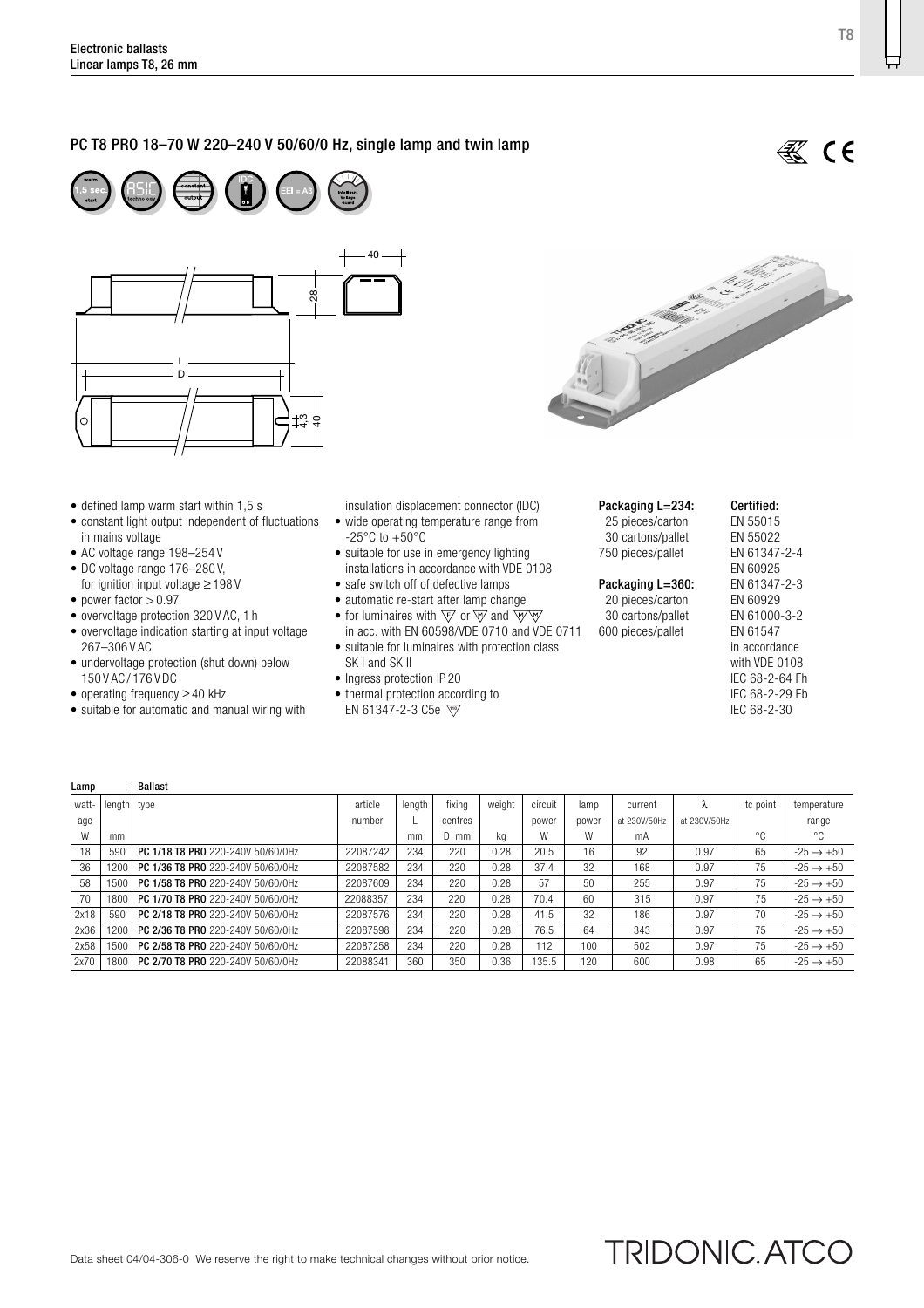## PC T8 PRO 18–70 W 220–240 V 50/60/0 Hz, single lamp and twin lamp

- defined lamp warm start within 1,5 s
- constant light output independent of fluctuations in mains voltage
- AC voltage range 198–254 V
- DC voltage range 176–280 V, for ignition input voltage ≥ 198 V
- power factor > 0.97
- overvoltage protection 320 V AC, 1 h
- overvoltage indication starting at input voltage 267–306 V AC
- undervoltage protection (shut down) below 150 V AC / 176 V DC
- operating frequency ≥ 40 kHz
- suitable for automatic and manual wiring with insulation displacement connector (IDC)
- wide operating temperature range from -25°C to +50°C
- suitable for use in emergency lighting installations in accordance with VDE 0108
- safe switch off of defective lamps
- automatic re-start after lamp change
- for luminaires with ▽ or ▽ and ▽▽ in acc. with EN 60598/VDE 0710 and VDE 0711
- suitable for luminaires with protection class SK I and SK II
- Ingress protection IP 20
- thermal protection according to EN 61347-2-3 C5e ▽

**Packaging L=234:**
25 pieces/carton
30 cartons/pallet
750 pieces/pallet

**Packaging L=360:**
20 pieces/carton
30 cartons/pallet
600 pieces/pallet

**Certified:**
EN 55015
EN 55022
EN 61347-2-4
EN 60925
EN 61347-2-3
EN 60929
EN 61000-3-2
EN 61547
in accordance with VDE 0108
IEC 68-2-64 Fh
IEC 68-2-29 Eb
IEC 68-2-30

| Lamp | | Ballast | | | | | | | | | | |
|---|---|---|---|---|---|---|---|---|---|---|---|---|
| wattage | length | type | article number | length L | fixing centres D | weight | circuit power | lamp power | current at 230V/50Hz | λ at 230V/50Hz | tc point | temperature range |
| W | mm | | | mm | mm | kg | W | W | mA | | °C | °C |
| 18 | 590 | **PC 1/18 T8 PRO** 220-240V 50/60/0Hz | 22087242 | 234 | 220 | 0.28 | 20.5 | 16 | 92 | 0.97 | 65 | -25 → +50 |
| 36 | 1200 | **PC 1/36 T8 PRO** 220-240V 50/60/0Hz | 22087582 | 234 | 220 | 0.28 | 37.4 | 32 | 168 | 0.97 | 75 | -25 → +50 |
| 58 | 1500 | **PC 1/58 T8 PRO** 220-240V 50/60/0Hz | 22087609 | 234 | 220 | 0.28 | 57 | 50 | 255 | 0.97 | 75 | -25 → +50 |
| 70 | 1800 | **PC 1/70 T8 PRO** 220-240V 50/60/0Hz | 22088357 | 234 | 220 | 0.28 | 70.4 | 60 | 315 | 0.97 | 75 | -25 → +50 |
| 2x18 | 590 | **PC 2/18 T8 PRO** 220-240V 50/60/0Hz | 22087576 | 234 | 220 | 0.28 | 41.5 | 32 | 186 | 0.97 | 70 | -25 → +50 |
| 2x36 | 1200 | **PC 2/36 T8 PRO** 220-240V 50/60/0Hz | 22087598 | 234 | 220 | 0.28 | 76.5 | 64 | 343 | 0.97 | 75 | -25 → +50 |
| 2x58 | 1500 | **PC 2/58 T8 PRO** 220-240V 50/60/0Hz | 22087258 | 234 | 220 | 0.28 | 112 | 100 | 502 | 0.97 | 75 | -25 → +50 |
| 2x70 | 1800 | **PC 2/70 T8 PRO** 220-240V 50/60/0Hz | 22088341 | 360 | 350 | 0.36 | 135.5 | 120 | 600 | 0.98 | 65 | -25 → +50 |

Data sheet 04/04-306-0 We reserve the right to make technical changes without prior notice.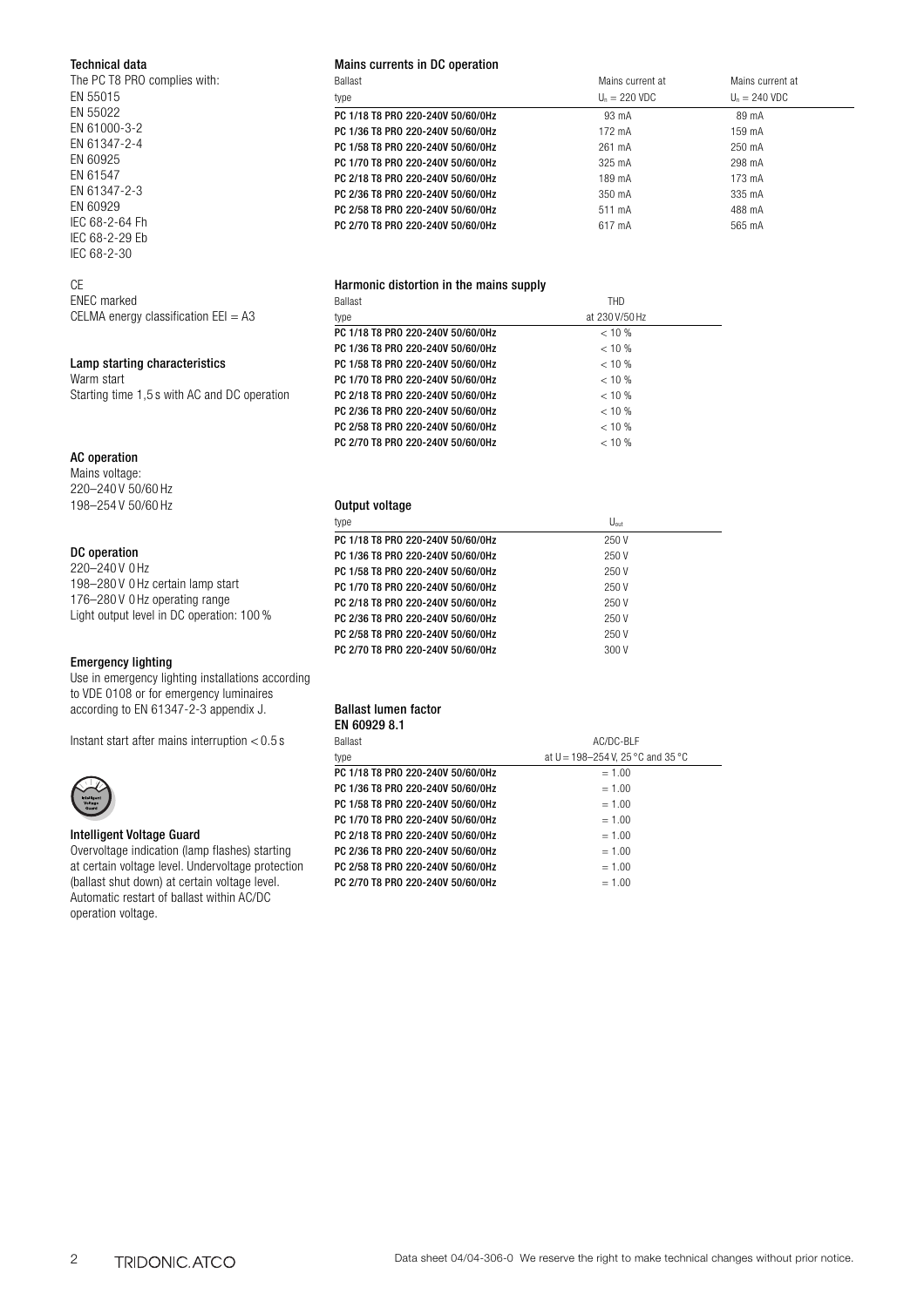### Technical data

The PC T8 PRO complies with:
EN 55015
EN 55022
EN 61000-3-2
EN 61347-2-4
EN 60925
EN 61547
EN 61347-2-3
EN 60929
IEC 68-2-64 Fh
IEC 68-2-29 Eb
IEC 68-2-30

CE
ENEC marked
CELMA energy classification EEI = A3

### Lamp starting characteristics

Warm start
Starting time 1,5 s with AC and DC operation

### AC operation

Mains voltage:
220–240 V 50/60 Hz
198–254 V 50/60 Hz

### DC operation

220–240 V 0 Hz
198–280 V 0 Hz certain lamp start
176–280 V 0 Hz operating range
Light output level in DC operation: 100 %

### Emergency lighting

Use in emergency lighting installations according to VDE 0108 or for emergency luminaires according to EN 61347-2-3 appendix J.

Instant start after mains interruption < 0.5 s

### Intelligent Voltage Guard

Overvoltage indication (lamp flashes) starting at certain voltage level. Undervoltage protection (ballast shut down) at certain voltage level. Automatic restart of ballast within AC/DC operation voltage.

### Mains currents in DC operation

| Ballast type | Mains current at $U_n$ = 220 VDC | Mains current at $U_n$ = 240 VDC |
|---|---|---|
| PC 1/18 T8 PRO 220-240V 50/60/0Hz | 93 mA | 89 mA |
| PC 1/36 T8 PRO 220-240V 50/60/0Hz | 172 mA | 159 mA |
| PC 1/58 T8 PRO 220-240V 50/60/0Hz | 261 mA | 250 mA |
| PC 1/70 T8 PRO 220-240V 50/60/0Hz | 325 mA | 298 mA |
| PC 2/18 T8 PRO 220-240V 50/60/0Hz | 189 mA | 173 mA |
| PC 2/36 T8 PRO 220-240V 50/60/0Hz | 350 mA | 335 mA |
| PC 2/58 T8 PRO 220-240V 50/60/0Hz | 511 mA | 488 mA |
| PC 2/70 T8 PRO 220-240V 50/60/0Hz | 617 mA | 565 mA |

### Harmonic distortion in the mains supply

| Ballast type | THD at 230 V/50 Hz |
|---|---|
| PC 1/18 T8 PRO 220-240V 50/60/0Hz | < 10 % |
| PC 1/36 T8 PRO 220-240V 50/60/0Hz | < 10 % |
| PC 1/58 T8 PRO 220-240V 50/60/0Hz | < 10 % |
| PC 1/70 T8 PRO 220-240V 50/60/0Hz | < 10 % |
| PC 2/18 T8 PRO 220-240V 50/60/0Hz | < 10 % |
| PC 2/36 T8 PRO 220-240V 50/60/0Hz | < 10 % |
| PC 2/58 T8 PRO 220-240V 50/60/0Hz | < 10 % |
| PC 2/70 T8 PRO 220-240V 50/60/0Hz | < 10 % |

### Output voltage

| type | $U_{out}$ |
|---|---|
| PC 1/18 T8 PRO 220-240V 50/60/0Hz | 250 V |
| PC 1/36 T8 PRO 220-240V 50/60/0Hz | 250 V |
| PC 1/58 T8 PRO 220-240V 50/60/0Hz | 250 V |
| PC 1/70 T8 PRO 220-240V 50/60/0Hz | 250 V |
| PC 2/18 T8 PRO 220-240V 50/60/0Hz | 250 V |
| PC 2/36 T8 PRO 220-240V 50/60/0Hz | 250 V |
| PC 2/58 T8 PRO 220-240V 50/60/0Hz | 250 V |
| PC 2/70 T8 PRO 220-240V 50/60/0Hz | 300 V |

### Ballast lumen factor EN 60929 8.1

| Ballast type | AC/DC-BLF at U = 198–254 V, 25 °C and 35 °C |
|---|---|
| PC 1/18 T8 PRO 220-240V 50/60/0Hz | = 1.00 |
| PC 1/36 T8 PRO 220-240V 50/60/0Hz | = 1.00 |
| PC 1/58 T8 PRO 220-240V 50/60/0Hz | = 1.00 |
| PC 1/70 T8 PRO 220-240V 50/60/0Hz | = 1.00 |
| PC 2/18 T8 PRO 220-240V 50/60/0Hz | = 1.00 |
| PC 2/36 T8 PRO 220-240V 50/60/0Hz | = 1.00 |
| PC 2/58 T8 PRO 220-240V 50/60/0Hz | = 1.00 |
| PC 2/70 T8 PRO 220-240V 50/60/0Hz | = 1.00 |

Data sheet 04/04-306-0 We reserve the right to make technical changes without prior notice.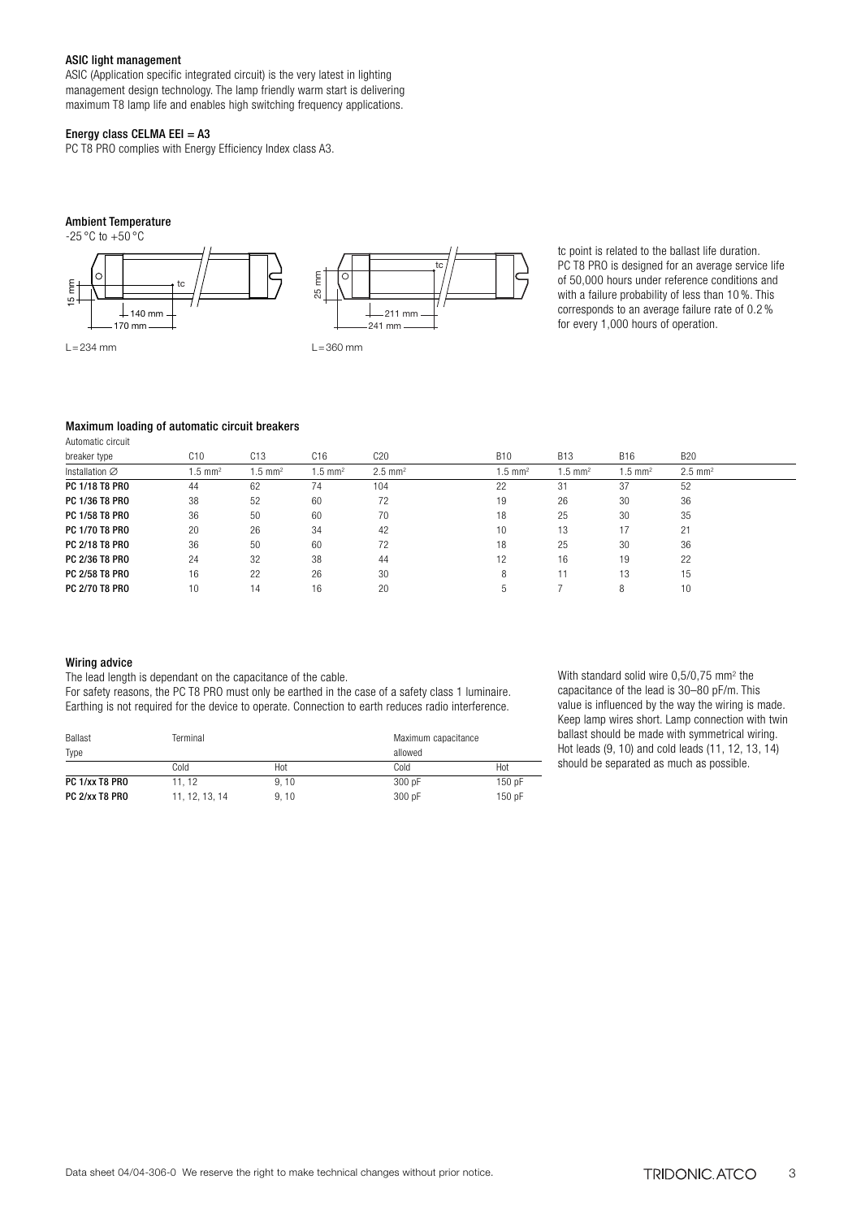### ASIC light management

ASIC (Application specific integrated circuit) is the very latest in lighting management design technology. The lamp friendly warm start is delivering maximum T8 lamp life and enables high switching frequency applications.

### Energy class CELMA EEI = A3

PC T8 PRO complies with Energy Efficiency Index class A3.

### Ambient Temperature

-25 °C to +50 °C

15 mm, tc, 140 mm, 170 mm

L = 234 mm

25 mm, tc, 211 mm, 241 mm

L = 360 mm

tc point is related to the ballast life duration. PC T8 PRO is designed for an average service life of 50,000 hours under reference conditions and with a failure probability of less than 10 %. This corresponds to an average failure rate of 0.2 % for every 1,000 hours of operation.

### Maximum loading of automatic circuit breakers

| Automatic circuit breaker type | C10 | C13 | C16 | C20 | B10 | B13 | B16 | B20 |
|---|---|---|---|---|---|---|---|---|
| Installation ∅ | 1.5 mm² | 1.5 mm² | 1.5 mm² | 2.5 mm² | 1.5 mm² | 1.5 mm² | 1.5 mm² | 2.5 mm² |
| **PC 1/18 T8 PRO** | 44 | 62 | 74 | 104 | 22 | 31 | 37 | 52 |
| **PC 1/36 T8 PRO** | 38 | 52 | 60 | 72 | 19 | 26 | 30 | 36 |
| **PC 1/58 T8 PRO** | 36 | 50 | 60 | 70 | 18 | 25 | 30 | 35 |
| **PC 1/70 T8 PRO** | 20 | 26 | 34 | 42 | 10 | 13 | 17 | 21 |
| **PC 2/18 T8 PRO** | 36 | 50 | 60 | 72 | 18 | 25 | 30 | 36 |
| **PC 2/36 T8 PRO** | 24 | 32 | 38 | 44 | 12 | 16 | 19 | 22 |
| **PC 2/58 T8 PRO** | 16 | 22 | 26 | 30 | 8 | 11 | 13 | 15 |
| **PC 2/70 T8 PRO** | 10 | 14 | 16 | 20 | 5 | 7 | 8 | 10 |

### Wiring advice

The lead length is dependant on the capacitance of the cable.
For safety reasons, the PC T8 PRO must only be earthed in the case of a safety class 1 luminaire.
Earthing is not required for the device to operate. Connection to earth reduces radio interference.

| Ballast Type | Terminal | | Maximum capacitance allowed | |
|---|---|---|---|---|
| | Cold | Hot | Cold | Hot |
| **PC 1/xx T8 PRO** | 11, 12 | 9, 10 | 300 pF | 150 pF |
| **PC 2/xx T8 PRO** | 11, 12, 13, 14 | 9, 10 | 300 pF | 150 pF |

With standard solid wire 0,5/0,75 mm² the capacitance of the lead is 30–80 pF/m. This value is influenced by the way the wiring is made. Keep lamp wires short. Lamp connection with twin ballast should be made with symmetrical wiring. Hot leads (9, 10) and cold leads (11, 12, 13, 14) should be separated as much as possible.

Data sheet 04/04-306-0 We reserve the right to make technical changes without prior notice.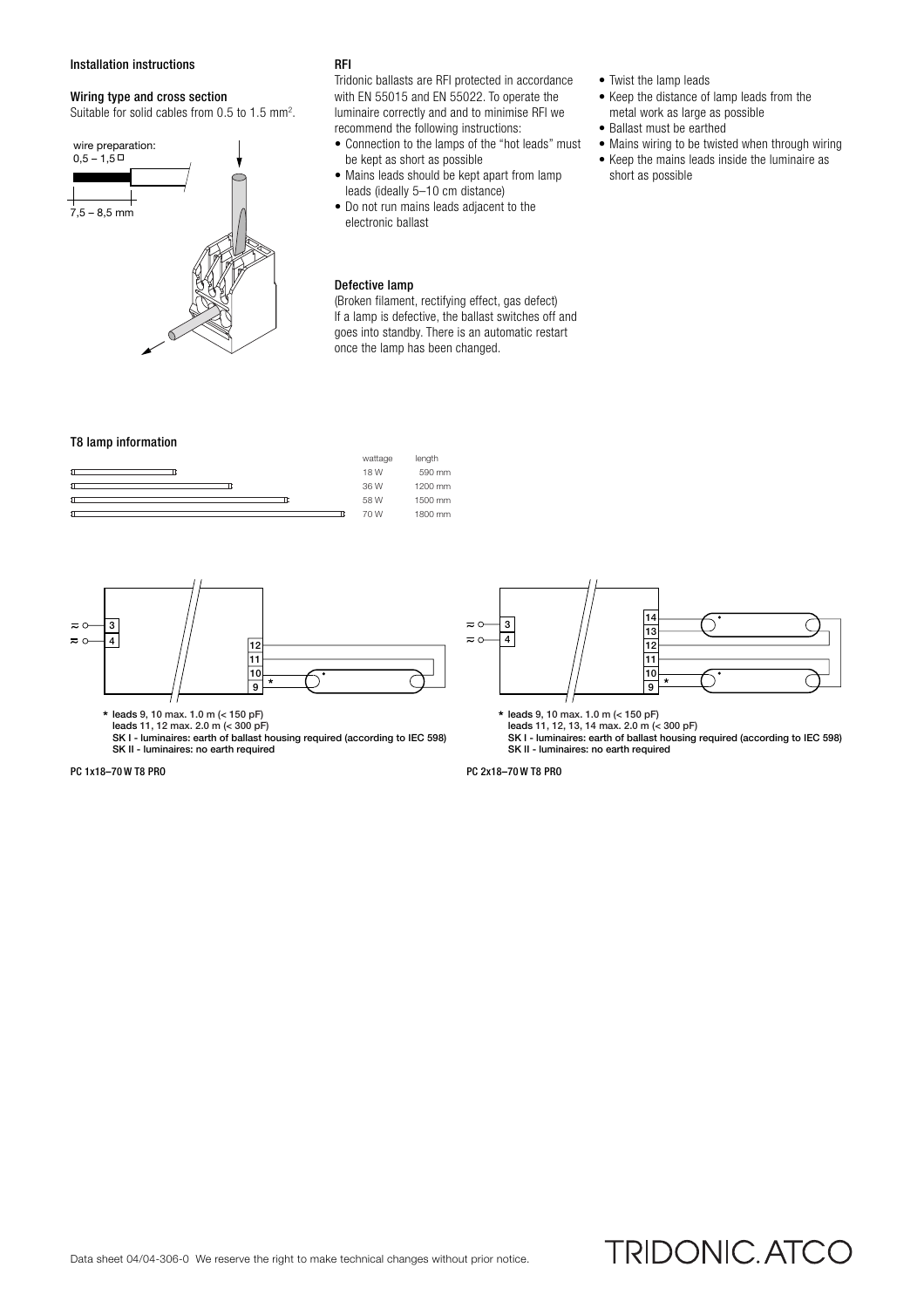### Installation instructions

#### Wiring type and cross section

Suitable for solid cables from 0.5 to 1.5 mm².

wire preparation:
0,5 – 1,5 □
7,5 – 8,5 mm

### RFI

Tridonic ballasts are RFI protected in accordance with EN 55015 and EN 55022. To operate the luminaire correctly and and to minimise RFI we recommend the following instructions:

- Connection to the lamps of the "hot leads" must be kept as short as possible
- Mains leads should be kept apart from lamp leads (ideally 5–10 cm distance)
- Do not run mains leads adjacent to the electronic ballast
- Twist the lamp leads
- Keep the distance of lamp leads from the metal work as large as possible
- Ballast must be earthed
- Mains wiring to be twisted when through wiring
- Keep the mains leads inside the luminaire as short as possible

### Defective lamp

(Broken filament, rectifying effect, gas defect)
If a lamp is defective, the ballast switches off and goes into standby. There is an automatic restart once the lamp has been changed.

### T8 lamp information

| wattage | length |
|---|---|
| 18 W | 590 mm |
| 36 W | 1200 mm |
| 58 W | 1500 mm |
| 70 W | 1800 mm |

≈ 3
≈ 4
12
11
10
9
*

* leads 9, 10 max. 1.0 m (< 150 pF)
leads 11, 12 max. 2.0 m (< 300 pF)
SK I - luminaires: earth of ballast housing required (according to IEC 598)
SK II - luminaires: no earth required

PC 1x18–70 W T8 PRO

≈ 3
≈ 4
14
13
12
11
10
9
*

* leads 9, 10 max. 1.0 m (< 150 pF)
leads 11, 12, 13, 14 max. 2.0 m (< 300 pF)
SK I - luminaires: earth of ballast housing required (according to IEC 598)
SK II - luminaires: no earth required

PC 2x18–70 W T8 PRO

Data sheet 04/04-306-0 We reserve the right to make technical changes without prior notice.

TRIDONIC.ATCO